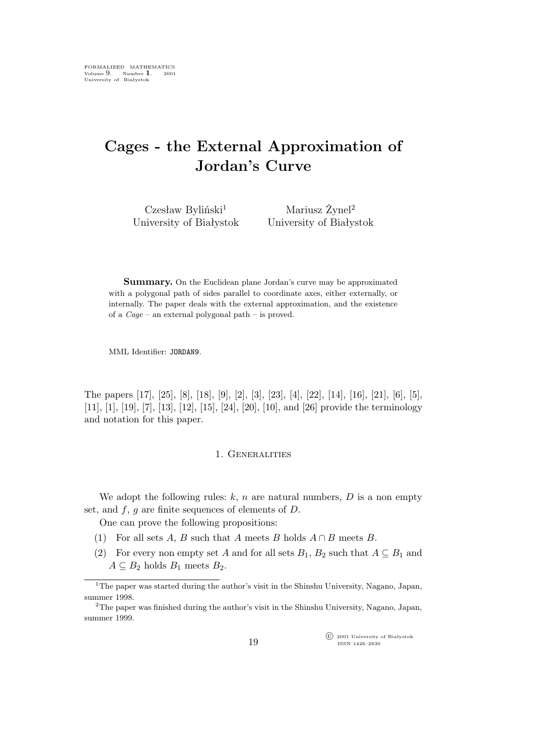FORMALIZED MATHEMATICS
Volume 9, Number 1, 2001
University of Białystok

# Cages - the External Approximation of Jordan's Curve

Czesław Byliński[1]
University of Białystok

Mariusz Żynel[2]
University of Białystok

**Summary.** On the Euclidean plane Jordan's curve may be approximated with a polygonal path of sides parallel to coordinate axes, either externally, or internally. The paper deals with the external approximation, and the existence of a *Cage* – an external polygonal path – is proved.

MML Identifier: JORDAN9.

The papers [17], [25], [8], [18], [9], [2], [3], [23], [4], [22], [14], [16], [21], [6], [5], [11], [1], [19], [7], [13], [12], [15], [24], [20], [10], and [26] provide the terminology and notation for this paper.

## 1. Generalities

We adopt the following rules: $k$, $n$ are natural numbers, $D$ is a non empty set, and $f$, $g$ are finite sequences of elements of $D$.

One can prove the following propositions:

(1) For all sets $A$, $B$ such that $A$ meets $B$ holds $A \cap B$ meets $B$.

(2) For every non empty set $A$ and for all sets $B_1$, $B_2$ such that $A \subseteq B_1$ and $A \subseteq B_2$ holds $B_1$ meets $B_2$.

[1] The paper was started during the author's visit in the Shinshu University, Nagano, Japan, summer 1998.

[2] The paper was finished during the author's visit in the Shinshu University, Nagano, Japan, summer 1999.

© 2001 University of Białystok
ISSN 1426–2630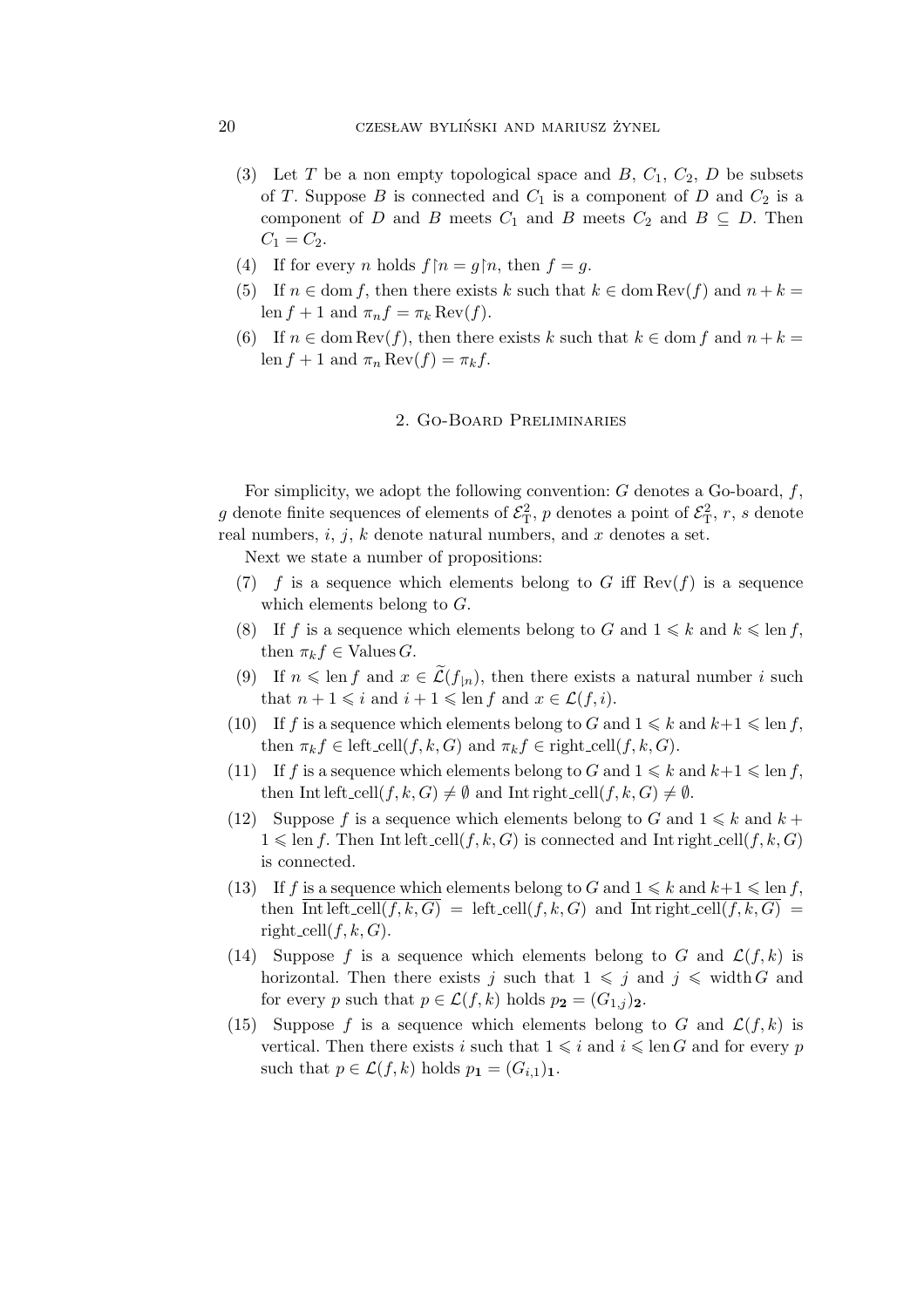(3) Let $T$ be a non empty topological space and $B$, $C_1$, $C_2$, $D$ be subsets of $T$. Suppose $B$ is connected and $C_1$ is a component of $D$ and $C_2$ is a component of $D$ and $B$ meets $C_1$ and $B$ meets $C_2$ and $B \subseteq D$. Then $C_1 = C_2$.

(4) If for every $n$ holds $f{\restriction}n = g{\restriction}n$, then $f = g$.

(5) If $n \in \operatorname{dom} f$, then there exists $k$ such that $k \in \operatorname{dom} \operatorname{Rev}(f)$ and $n + k = \operatorname{len} f + 1$ and $\pi_n f = \pi_k \operatorname{Rev}(f)$.

(6) If $n \in \operatorname{dom} \operatorname{Rev}(f)$, then there exists $k$ such that $k \in \operatorname{dom} f$ and $n + k = \operatorname{len} f + 1$ and $\pi_n \operatorname{Rev}(f) = \pi_k f$.

## 2. Go-Board Preliminaries

For simplicity, we adopt the following convention: $G$ denotes a Go-board, $f$, $g$ denote finite sequences of elements of $\mathcal{E}^2_{\mathrm{T}}$, $p$ denotes a point of $\mathcal{E}^2_{\mathrm{T}}$, $r$, $s$ denote real numbers, $i$, $j$, $k$ denote natural numbers, and $x$ denotes a set.

Next we state a number of propositions:

(7) $f$ is a sequence which elements belong to $G$ iff $\operatorname{Rev}(f)$ is a sequence which elements belong to $G$.

(8) If $f$ is a sequence which elements belong to $G$ and $1 \leqslant k$ and $k \leqslant \operatorname{len} f$, then $\pi_k f \in \operatorname{Values} G$.

(9) If $n \leqslant \operatorname{len} f$ and $x \in \widetilde{\mathcal{L}}(f_{|n})$, then there exists a natural number $i$ such that $n + 1 \leqslant i$ and $i + 1 \leqslant \operatorname{len} f$ and $x \in \mathcal{L}(f, i)$.

(10) If $f$ is a sequence which elements belong to $G$ and $1 \leqslant k$ and $k+1 \leqslant \operatorname{len} f$, then $\pi_k f \in \operatorname{left\_cell}(f, k, G)$ and $\pi_k f \in \operatorname{right\_cell}(f, k, G)$.

(11) If $f$ is a sequence which elements belong to $G$ and $1 \leqslant k$ and $k+1 \leqslant \operatorname{len} f$, then $\operatorname{Int} \operatorname{left\_cell}(f, k, G) \neq \emptyset$ and $\operatorname{Int} \operatorname{right\_cell}(f, k, G) \neq \emptyset$.

(12) Suppose $f$ is a sequence which elements belong to $G$ and $1 \leqslant k$ and $k + 1 \leqslant \operatorname{len} f$. Then $\operatorname{Int} \operatorname{left\_cell}(f, k, G)$ is connected and $\operatorname{Int} \operatorname{right\_cell}(f, k, G)$ is connected.

(13) If $f$ is a sequence which elements belong to $G$ and $1 \leqslant k$ and $k+1 \leqslant \operatorname{len} f$, then $\overline{\operatorname{Int} \operatorname{left\_cell}(f, k, G)} = \operatorname{left\_cell}(f, k, G)$ and $\overline{\operatorname{Int} \operatorname{right\_cell}(f, k, G)} = \operatorname{right\_cell}(f, k, G)$.

(14) Suppose $f$ is a sequence which elements belong to $G$ and $\mathcal{L}(f, k)$ is horizontal. Then there exists $j$ such that $1 \leqslant j$ and $j \leqslant \operatorname{width} G$ and for every $p$ such that $p \in \mathcal{L}(f, k)$ holds $p_{\mathbf{2}} = (G_{1,j})_{\mathbf{2}}$.

(15) Suppose $f$ is a sequence which elements belong to $G$ and $\mathcal{L}(f, k)$ is vertical. Then there exists $i$ such that $1 \leqslant i$ and $i \leqslant \operatorname{len} G$ and for every $p$ such that $p \in \mathcal{L}(f, k)$ holds $p_{\mathbf{1}} = (G_{i,1})_{\mathbf{1}}$.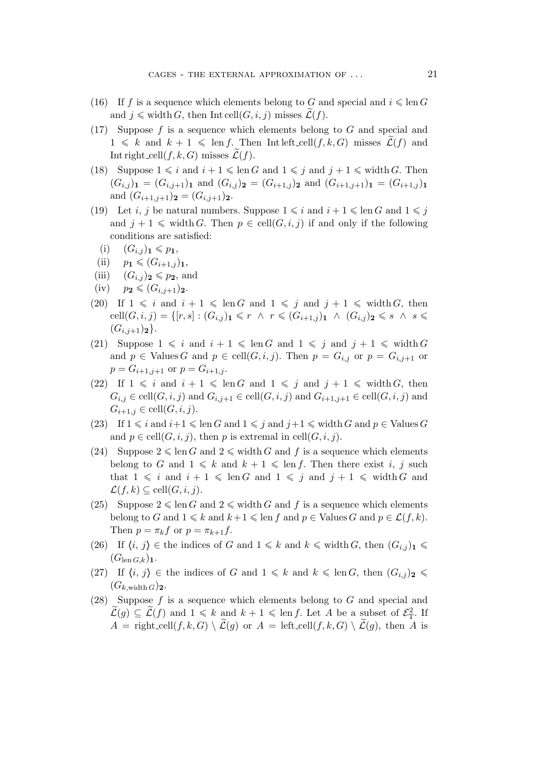(16) If $f$ is a sequence which elements belong to $G$ and special and $i \leqslant \operatorname{len} G$ and $j \leqslant \operatorname{width} G$, then $\operatorname{Int} \operatorname{cell}(G, i, j)$ misses $\widetilde{\mathcal{L}}(f)$.

(17) Suppose $f$ is a sequence which elements belong to $G$ and special and $1 \leqslant k$ and $k+1 \leqslant \operatorname{len} f$. Then $\operatorname{Int} \operatorname{left\_cell}(f, k, G)$ misses $\widetilde{\mathcal{L}}(f)$ and $\operatorname{Int} \operatorname{right\_cell}(f, k, G)$ misses $\widetilde{\mathcal{L}}(f)$.

(18) Suppose $1 \leqslant i$ and $i+1 \leqslant \operatorname{len} G$ and $1 \leqslant j$ and $j+1 \leqslant \operatorname{width} G$. Then $(G_{i,j})_{\mathbf{1}} = (G_{i,j+1})_{\mathbf{1}}$ and $(G_{i,j})_{\mathbf{2}} = (G_{i+1,j})_{\mathbf{2}}$ and $(G_{i+1,j+1})_{\mathbf{1}} = (G_{i+1,j})_{\mathbf{1}}$ and $(G_{i+1,j+1})_{\mathbf{2}} = (G_{i,j+1})_{\mathbf{2}}$.

(19) Let $i$, $j$ be natural numbers. Suppose $1 \leqslant i$ and $i+1 \leqslant \operatorname{len} G$ and $1 \leqslant j$ and $j+1 \leqslant \operatorname{width} G$. Then $p \in \operatorname{cell}(G, i, j)$ if and only if the following conditions are satisfied:

   (i) $(G_{i,j})_{\mathbf{1}} \leqslant p_{\mathbf{1}}$,

   (ii) $p_{\mathbf{1}} \leqslant (G_{i+1,j})_{\mathbf{1}}$,

   (iii) $(G_{i,j})_{\mathbf{2}} \leqslant p_{\mathbf{2}}$, and

   (iv) $p_{\mathbf{2}} \leqslant (G_{i,j+1})_{\mathbf{2}}$.

(20) If $1 \leqslant i$ and $i+1 \leqslant \operatorname{len} G$ and $1 \leqslant j$ and $j+1 \leqslant \operatorname{width} G$, then $\operatorname{cell}(G, i, j) = \{[r, s] : (G_{i,j})_{\mathbf{1}} \leqslant r \ \wedge \ r \leqslant (G_{i+1,j})_{\mathbf{1}} \ \wedge \ (G_{i,j})_{\mathbf{2}} \leqslant s \ \wedge \ s \leqslant (G_{i,j+1})_{\mathbf{2}}\}$.

(21) Suppose $1 \leqslant i$ and $i+1 \leqslant \operatorname{len} G$ and $1 \leqslant j$ and $j+1 \leqslant \operatorname{width} G$ and $p \in \operatorname{Values} G$ and $p \in \operatorname{cell}(G, i, j)$. Then $p = G_{i,j}$ or $p = G_{i,j+1}$ or $p = G_{i+1,j+1}$ or $p = G_{i+1,j}$.

(22) If $1 \leqslant i$ and $i+1 \leqslant \operatorname{len} G$ and $1 \leqslant j$ and $j+1 \leqslant \operatorname{width} G$, then $G_{i,j} \in \operatorname{cell}(G, i, j)$ and $G_{i,j+1} \in \operatorname{cell}(G, i, j)$ and $G_{i+1,j+1} \in \operatorname{cell}(G, i, j)$ and $G_{i+1,j} \in \operatorname{cell}(G, i, j)$.

(23) If $1 \leqslant i$ and $i+1 \leqslant \operatorname{len} G$ and $1 \leqslant j$ and $j+1 \leqslant \operatorname{width} G$ and $p \in \operatorname{Values} G$ and $p \in \operatorname{cell}(G, i, j)$, then $p$ is extremal in $\operatorname{cell}(G, i, j)$.

(24) Suppose $2 \leqslant \operatorname{len} G$ and $2 \leqslant \operatorname{width} G$ and $f$ is a sequence which elements belong to $G$ and $1 \leqslant k$ and $k+1 \leqslant \operatorname{len} f$. Then there exist $i$, $j$ such that $1 \leqslant i$ and $i+1 \leqslant \operatorname{len} G$ and $1 \leqslant j$ and $j+1 \leqslant \operatorname{width} G$ and $\mathcal{L}(f, k) \subseteq \operatorname{cell}(G, i, j)$.

(25) Suppose $2 \leqslant \operatorname{len} G$ and $2 \leqslant \operatorname{width} G$ and $f$ is a sequence which elements belong to $G$ and $1 \leqslant k$ and $k+1 \leqslant \operatorname{len} f$ and $p \in \operatorname{Values} G$ and $p \in \mathcal{L}(f, k)$. Then $p = \pi_k f$ or $p = \pi_{k+1} f$.

(26) If $\langle i, j \rangle \in$ the indices of $G$ and $1 \leqslant k$ and $k \leqslant \operatorname{width} G$, then $(G_{i,j})_{\mathbf{1}} \leqslant (G_{\operatorname{len} G, k})_{\mathbf{1}}$.

(27) If $\langle i, j \rangle \in$ the indices of $G$ and $1 \leqslant k$ and $k \leqslant \operatorname{len} G$, then $(G_{i,j})_{\mathbf{2}} \leqslant (G_{k, \operatorname{width} G})_{\mathbf{2}}$.

(28) Suppose $f$ is a sequence which elements belong to $G$ and special and $\widetilde{\mathcal{L}}(g) \subseteq \widetilde{\mathcal{L}}(f)$ and $1 \leqslant k$ and $k+1 \leqslant \operatorname{len} f$. Let $A$ be a subset of $\mathcal{E}^2_{\mathrm{T}}$. If $A = \operatorname{right\_cell}(f, k, G) \setminus \widetilde{\mathcal{L}}(g)$ or $A = \operatorname{left\_cell}(f, k, G) \setminus \widetilde{\mathcal{L}}(g)$, then $A$ is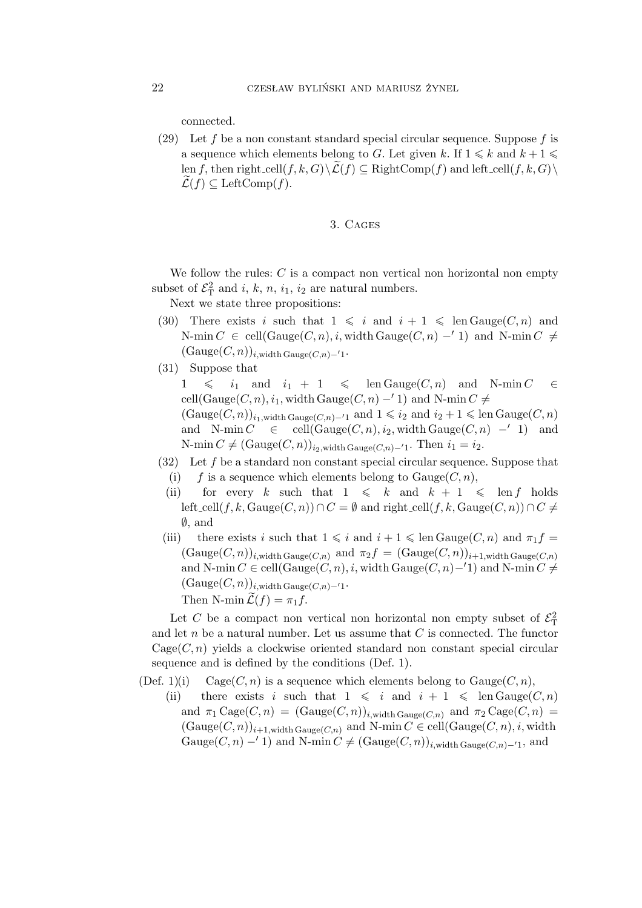connected.

(29) Let $f$ be a non constant standard special circular sequence. Suppose $f$ is a sequence which elements belong to $G$. Let given $k$. If $1 \leqslant k$ and $k+1 \leqslant \operatorname{len} f$, then $\operatorname{right\_cell}(f,k,G) \setminus \widetilde{\mathcal{L}}(f) \subseteq \operatorname{RightComp}(f)$ and $\operatorname{left\_cell}(f,k,G) \setminus \widetilde{\mathcal{L}}(f) \subseteq \operatorname{LeftComp}(f)$.

## 3. Cages

We follow the rules: $C$ is a compact non vertical non horizontal non empty subset of $\mathcal{E}^2_{\mathrm{T}}$ and $i$, $k$, $n$, $i_1$, $i_2$ are natural numbers.

Next we state three propositions:

(30) There exists $i$ such that $1 \leqslant i$ and $i+1 \leqslant \operatorname{len} \operatorname{Gauge}(C,n)$ and $\text{N-min}\, C \in \operatorname{cell}(\operatorname{Gauge}(C,n), i, \operatorname{width} \operatorname{Gauge}(C,n) -' 1)$ and $\text{N-min}\, C \neq (\operatorname{Gauge}(C,n))_{i, \operatorname{width} \operatorname{Gauge}(C,n) -' 1}$.

(31) Suppose that $1 \leqslant i_1$ and $i_1 + 1 \leqslant \operatorname{len} \operatorname{Gauge}(C,n)$ and $\text{N-min}\, C \in \operatorname{cell}(\operatorname{Gauge}(C,n), i_1, \operatorname{width} \operatorname{Gauge}(C,n) -' 1)$ and $\text{N-min}\, C \neq (\operatorname{Gauge}(C,n))_{i_1, \operatorname{width} \operatorname{Gauge}(C,n) -' 1}$ and $1 \leqslant i_2$ and $i_2 + 1 \leqslant \operatorname{len} \operatorname{Gauge}(C,n)$ and $\text{N-min}\, C \in \operatorname{cell}(\operatorname{Gauge}(C,n), i_2, \operatorname{width} \operatorname{Gauge}(C,n) -' 1)$ and $\text{N-min}\, C \neq (\operatorname{Gauge}(C,n))_{i_2, \operatorname{width} \operatorname{Gauge}(C,n) -' 1}$. Then $i_1 = i_2$.

(32) Let $f$ be a standard non constant special circular sequence. Suppose that

(i) $f$ is a sequence which elements belong to $\operatorname{Gauge}(C,n)$,

(ii) for every $k$ such that $1 \leqslant k$ and $k+1 \leqslant \operatorname{len} f$ holds $\operatorname{left\_cell}(f,k,\operatorname{Gauge}(C,n)) \cap C = \emptyset$ and $\operatorname{right\_cell}(f,k,\operatorname{Gauge}(C,n)) \cap C \neq \emptyset$, and

(iii) there exists $i$ such that $1 \leqslant i$ and $i+1 \leqslant \operatorname{len} \operatorname{Gauge}(C,n)$ and $\pi_1 f = (\operatorname{Gauge}(C,n))_{i, \operatorname{width} \operatorname{Gauge}(C,n)}$ and $\pi_2 f = (\operatorname{Gauge}(C,n))_{i+1, \operatorname{width} \operatorname{Gauge}(C,n)}$ and $\text{N-min}\, C \in \operatorname{cell}(\operatorname{Gauge}(C,n), i, \operatorname{width} \operatorname{Gauge}(C,n) -' 1)$ and $\text{N-min}\, C \neq (\operatorname{Gauge}(C,n))_{i, \operatorname{width} \operatorname{Gauge}(C,n) -' 1}$.

Then $\text{N-min}\, \widetilde{\mathcal{L}}(f) = \pi_1 f$.

Let $C$ be a compact non vertical non horizontal non empty subset of $\mathcal{E}^2_{\mathrm{T}}$ and let $n$ be a natural number. Let us assume that $C$ is connected. The functor $\operatorname{Cage}(C,n)$ yields a clockwise oriented standard non constant special circular sequence and is defined by the conditions (Def. 1).

(Def. 1)(i) $\operatorname{Cage}(C,n)$ is a sequence which elements belong to $\operatorname{Gauge}(C,n)$,

(ii) there exists $i$ such that $1 \leqslant i$ and $i+1 \leqslant \operatorname{len} \operatorname{Gauge}(C,n)$ and $\pi_1 \operatorname{Cage}(C,n) = (\operatorname{Gauge}(C,n))_{i, \operatorname{width} \operatorname{Gauge}(C,n)}$ and $\pi_2 \operatorname{Cage}(C,n) = (\operatorname{Gauge}(C,n))_{i+1, \operatorname{width} \operatorname{Gauge}(C,n)}$ and $\text{N-min}\, C \in \operatorname{cell}(\operatorname{Gauge}(C,n), i, \operatorname{width} \operatorname{Gauge}(C,n) -' 1)$ and $\text{N-min}\, C \neq (\operatorname{Gauge}(C,n))_{i, \operatorname{width} \operatorname{Gauge}(C,n) -' 1}$, and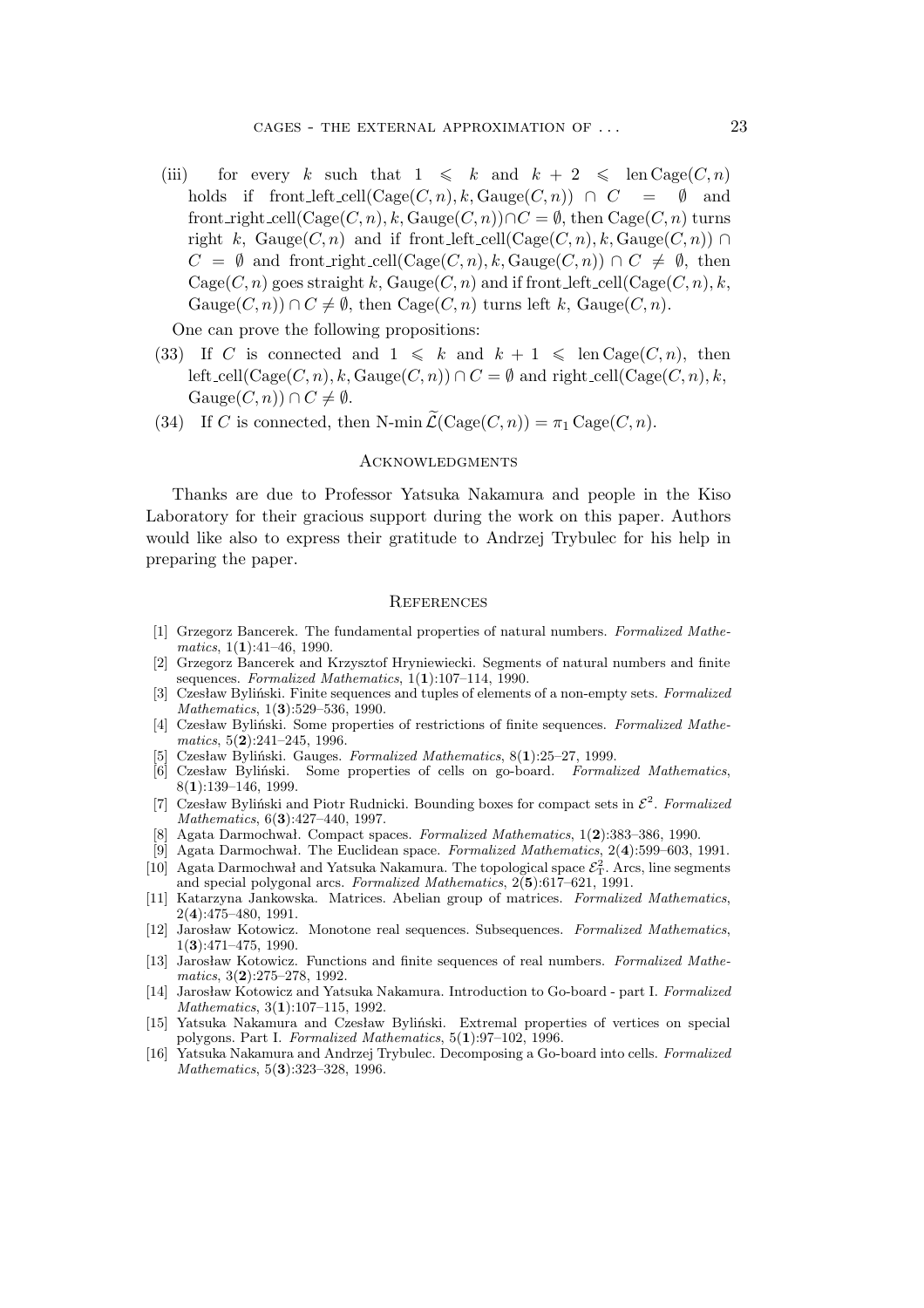(iii) for every $k$ such that $1 \leqslant k$ and $k + 2 \leqslant \operatorname{len} \operatorname{Cage}(C, n)$ holds if $\operatorname{front\_left\_cell}(\operatorname{Cage}(C, n), k, \operatorname{Gauge}(C, n)) \cap C = \emptyset$ and $\operatorname{front\_right\_cell}(\operatorname{Cage}(C, n), k, \operatorname{Gauge}(C, n)) \cap C = \emptyset$, then $\operatorname{Cage}(C, n)$ turns right $k$, $\operatorname{Gauge}(C, n)$ and if $\operatorname{front\_left\_cell}(\operatorname{Cage}(C, n), k, \operatorname{Gauge}(C, n)) \cap C = \emptyset$ and $\operatorname{front\_right\_cell}(\operatorname{Cage}(C, n), k, \operatorname{Gauge}(C, n)) \cap C \neq \emptyset$, then $\operatorname{Cage}(C, n)$ goes straight $k$, $\operatorname{Gauge}(C, n)$ and if $\operatorname{front\_left\_cell}(\operatorname{Cage}(C, n), k, \operatorname{Gauge}(C, n)) \cap C \neq \emptyset$, then $\operatorname{Cage}(C, n)$ turns left $k$, $\operatorname{Gauge}(C, n)$.

One can prove the following propositions:

(33) If $C$ is connected and $1 \leqslant k$ and $k + 1 \leqslant \operatorname{len} \operatorname{Cage}(C, n)$, then $\operatorname{left\_cell}(\operatorname{Cage}(C, n), k, \operatorname{Gauge}(C, n)) \cap C = \emptyset$ and $\operatorname{right\_cell}(\operatorname{Cage}(C, n), k, \operatorname{Gauge}(C, n)) \cap C \neq \emptyset$.

(34) If $C$ is connected, then $\operatorname{N-min} \widetilde{\mathcal{L}}(\operatorname{Cage}(C, n)) = \pi_1 \operatorname{Cage}(C, n)$.

## Acknowledgments

Thanks are due to Professor Yatsuka Nakamura and people in the Kiso Laboratory for their gracious support during the work on this paper. Authors would like also to express their gratitude to Andrzej Trybulec for his help in preparing the paper.

## References

[1] Grzegorz Bancerek. The fundamental properties of natural numbers. *Formalized Mathematics*, 1(**1**):41–46, 1990.

[2] Grzegorz Bancerek and Krzysztof Hryniewiecki. Segments of natural numbers and finite sequences. *Formalized Mathematics*, 1(**1**):107–114, 1990.

[3] Czesław Byliński. Finite sequences and tuples of elements of a non-empty sets. *Formalized Mathematics*, 1(**3**):529–536, 1990.

[4] Czesław Byliński. Some properties of restrictions of finite sequences. *Formalized Mathematics*, 5(**2**):241–245, 1996.

[5] Czesław Byliński. Gauges. *Formalized Mathematics*, 8(**1**):25–27, 1999.

[6] Czesław Byliński. Some properties of cells on go-board. *Formalized Mathematics*, 8(**1**):139–146, 1999.

[7] Czesław Byliński and Piotr Rudnicki. Bounding boxes for compact sets in $\mathcal{E}^2$. *Formalized Mathematics*, 6(**3**):427–440, 1997.

[8] Agata Darmochwał. Compact spaces. *Formalized Mathematics*, 1(**2**):383–386, 1990.

[9] Agata Darmochwał. The Euclidean space. *Formalized Mathematics*, 2(**4**):599–603, 1991.

[10] Agata Darmochwał and Yatsuka Nakamura. The topological space $\mathcal{E}^2_{\mathrm{T}}$. Arcs, line segments and special polygonal arcs. *Formalized Mathematics*, 2(**5**):617–621, 1991.

[11] Katarzyna Jankowska. Matrices. Abelian group of matrices. *Formalized Mathematics*, 2(**4**):475–480, 1991.

[12] Jarosław Kotowicz. Monotone real sequences. Subsequences. *Formalized Mathematics*, 1(**3**):471–475, 1990.

[13] Jarosław Kotowicz. Functions and finite sequences of real numbers. *Formalized Mathematics*, 3(**2**):275–278, 1992.

[14] Jarosław Kotowicz and Yatsuka Nakamura. Introduction to Go-board - part I. *Formalized Mathematics*, 3(**1**):107–115, 1992.

[15] Yatsuka Nakamura and Czesław Byliński. Extremal properties of vertices on special polygons. Part I. *Formalized Mathematics*, 5(**1**):97–102, 1996.

[16] Yatsuka Nakamura and Andrzej Trybulec. Decomposing a Go-board into cells. *Formalized Mathematics*, 5(**3**):323–328, 1996.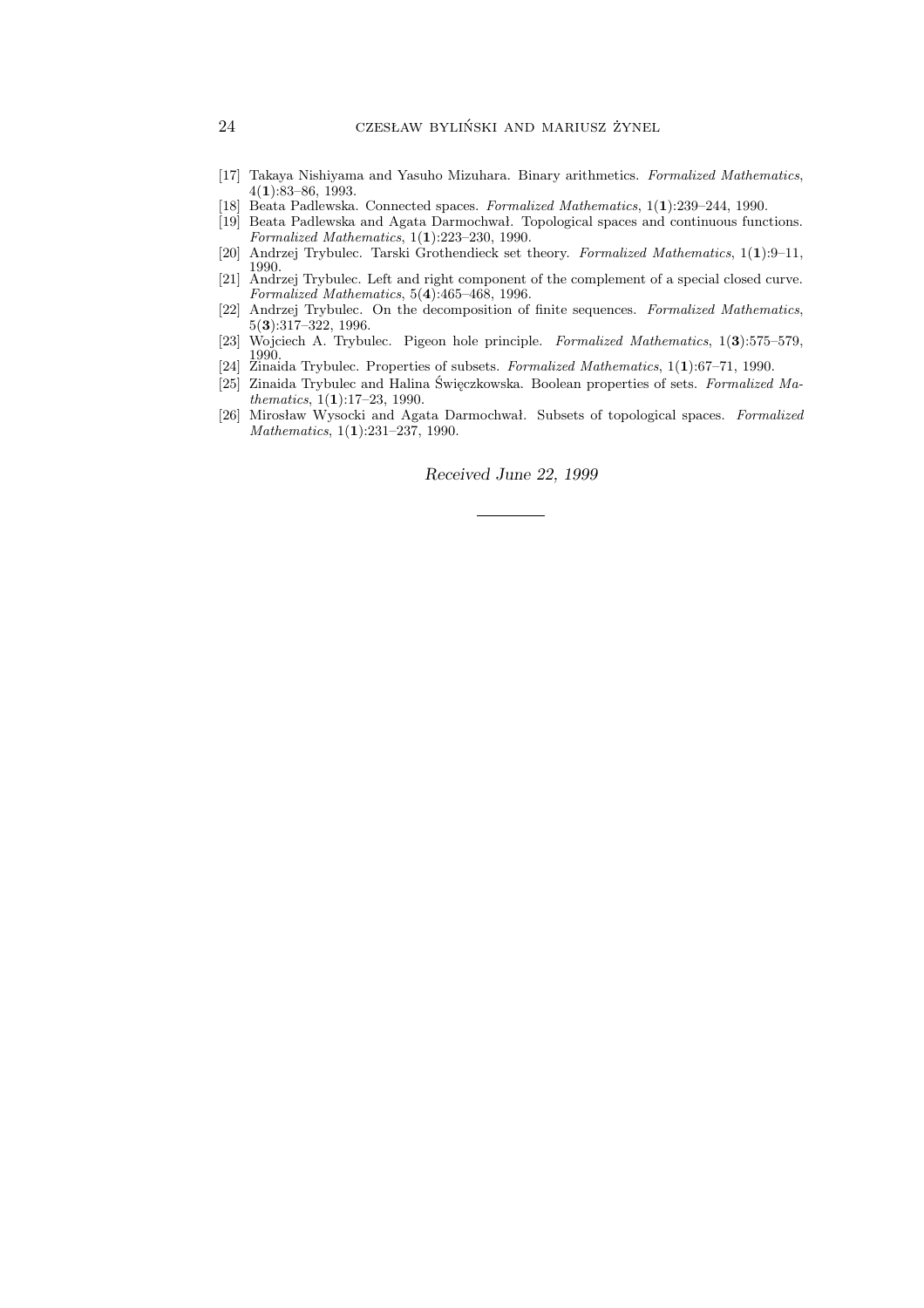[17] Takaya Nishiyama and Yasuho Mizuhara. Binary arithmetics. *Formalized Mathematics*, 4(**1**):83–86, 1993.

[18] Beata Padlewska. Connected spaces. *Formalized Mathematics*, 1(**1**):239–244, 1990.

[19] Beata Padlewska and Agata Darmochwał. Topological spaces and continuous functions. *Formalized Mathematics*, 1(**1**):223–230, 1990.

[20] Andrzej Trybulec. Tarski Grothendieck set theory. *Formalized Mathematics*, 1(**1**):9–11, 1990.

[21] Andrzej Trybulec. Left and right component of the complement of a special closed curve. *Formalized Mathematics*, 5(**4**):465–468, 1996.

[22] Andrzej Trybulec. On the decomposition of finite sequences. *Formalized Mathematics*, 5(**3**):317–322, 1996.

[23] Wojciech A. Trybulec. Pigeon hole principle. *Formalized Mathematics*, 1(**3**):575–579, 1990.

[24] Zinaida Trybulec. Properties of subsets. *Formalized Mathematics*, 1(**1**):67–71, 1990.

[25] Zinaida Trybulec and Halina Święczkowska. Boolean properties of sets. *Formalized Mathematics*, 1(**1**):17–23, 1990.

[26] Mirosław Wysocki and Agata Darmochwał. Subsets of topological spaces. *Formalized Mathematics*, 1(**1**):231–237, 1990.

*Received June 22, 1999*